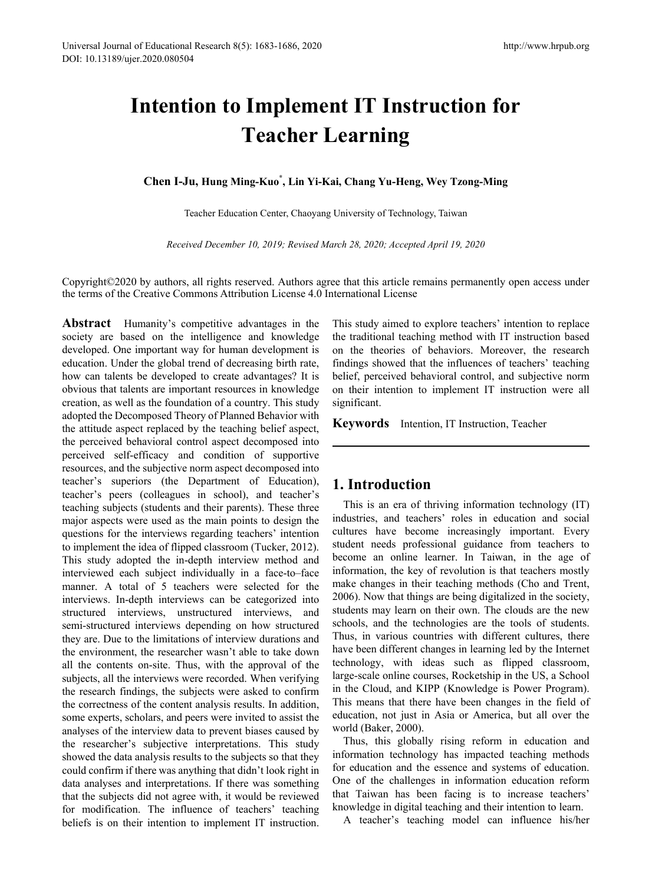# Intention to Implement IT Instruction for Teacher Learning

**Chen I-Ju, Hung Ming-Kuo*, Lin Yi-Kai, Chang Yu-Heng, Wey Tzong-Ming**

Teacher Education Center, Chaoyang University of Technology, Taiwan

*Received December 10, 2019; Revised March 28, 2020; Accepted April 19, 2020*

Copyright©2020 by authors, all rights reserved. Authors agree that this article remains permanently open access under the terms of the Creative Commons Attribution License 4.0 International License

**Abstract** Humanity's competitive advantages in the society are based on the intelligence and knowledge developed. One important way for human development is education. Under the global trend of decreasing birth rate, how can talents be developed to create advantages? It is obvious that talents are important resources in knowledge creation, as well as the foundation of a country. This study adopted the Decomposed Theory of Planned Behavior with the attitude aspect replaced by the teaching belief aspect, the perceived behavioral control aspect decomposed into perceived self-efficacy and condition of supportive resources, and the subjective norm aspect decomposed into teacher's superiors (the Department of Education), teacher's peers (colleagues in school), and teacher's teaching subjects (students and their parents). These three major aspects were used as the main points to design the questions for the interviews regarding teachers' intention to implement the idea of flipped classroom (Tucker, 2012). This study adopted the in-depth interview method and interviewed each subject individually in a face-to–face manner. A total of 5 teachers were selected for the interviews. In-depth interviews can be categorized into structured interviews, unstructured interviews, and semi-structured interviews depending on how structured they are. Due to the limitations of interview durations and the environment, the researcher wasn't able to take down all the contents on-site. Thus, with the approval of the subjects, all the interviews were recorded. When verifying the research findings, the subjects were asked to confirm the correctness of the content analysis results. In addition, some experts, scholars, and peers were invited to assist the analyses of the interview data to prevent biases caused by the researcher's subjective interpretations. This study showed the data analysis results to the subjects so that they could confirm if there was anything that didn't look right in data analyses and interpretations. If there was something that the subjects did not agree with, it would be reviewed for modification. The influence of teachers' teaching beliefs is on their intention to implement IT instruction. This study aimed to explore teachers' intention to replace the traditional teaching method with IT instruction based on the theories of behaviors. Moreover, the research findings showed that the influences of teachers' teaching belief, perceived behavioral control, and subjective norm on their intention to implement IT instruction were all significant.

**Keywords** Intention, IT Instruction, Teacher

## 1. Introduction

This is an era of thriving information technology (IT) industries, and teachers' roles in education and social cultures have become increasingly important. Every student needs professional guidance from teachers to become an online learner. In Taiwan, in the age of information, the key of revolution is that teachers mostly make changes in their teaching methods (Cho and Trent, 2006). Now that things are being digitalized in the society, students may learn on their own. The clouds are the new schools, and the technologies are the tools of students. Thus, in various countries with different cultures, there have been different changes in learning led by the Internet technology, with ideas such as flipped classroom, large-scale online courses, Rocketship in the US, a School in the Cloud, and KIPP (Knowledge is Power Program). This means that there have been changes in the field of education, not just in Asia or America, but all over the world (Baker, 2000).

Thus, this globally rising reform in education and information technology has impacted teaching methods for education and the essence and systems of education. One of the challenges in information education reform that Taiwan has been facing is to increase teachers' knowledge in digital teaching and their intention to learn.

A teacher's teaching model can influence his/her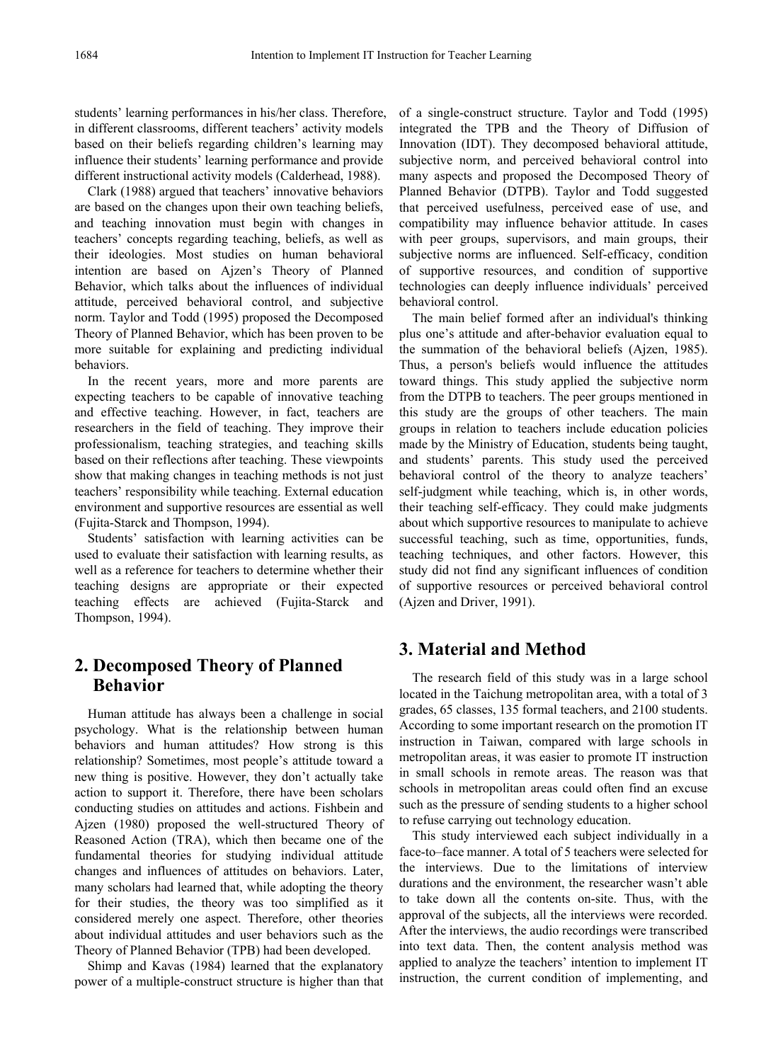students' learning performances in his/her class. Therefore, in different classrooms, different teachers' activity models based on their beliefs regarding children's learning may influence their students' learning performance and provide different instructional activity models (Calderhead, 1988).

Clark (1988) argued that teachers' innovative behaviors are based on the changes upon their own teaching beliefs, and teaching innovation must begin with changes in teachers' concepts regarding teaching, beliefs, as well as their ideologies. Most studies on human behavioral intention are based on Ajzen's Theory of Planned Behavior, which talks about the influences of individual attitude, perceived behavioral control, and subjective norm. Taylor and Todd (1995) proposed the Decomposed Theory of Planned Behavior, which has been proven to be more suitable for explaining and predicting individual behaviors.

In the recent years, more and more parents are expecting teachers to be capable of innovative teaching and effective teaching. However, in fact, teachers are researchers in the field of teaching. They improve their professionalism, teaching strategies, and teaching skills based on their reflections after teaching. These viewpoints show that making changes in teaching methods is not just teachers' responsibility while teaching. External education environment and supportive resources are essential as well (Fujita-Starck and Thompson, 1994).

Students' satisfaction with learning activities can be used to evaluate their satisfaction with learning results, as well as a reference for teachers to determine whether their teaching designs are appropriate or their expected teaching effects are achieved (Fujita-Starck and Thompson, 1994).

## 2. Decomposed Theory of Planned Behavior

Human attitude has always been a challenge in social psychology. What is the relationship between human behaviors and human attitudes? How strong is this relationship? Sometimes, most people's attitude toward a new thing is positive. However, they don't actually take action to support it. Therefore, there have been scholars conducting studies on attitudes and actions. Fishbein and Ajzen (1980) proposed the well-structured Theory of Reasoned Action (TRA), which then became one of the fundamental theories for studying individual attitude changes and influences of attitudes on behaviors. Later, many scholars had learned that, while adopting the theory for their studies, the theory was too simplified as it considered merely one aspect. Therefore, other theories about individual attitudes and user behaviors such as the Theory of Planned Behavior (TPB) had been developed.

Shimp and Kavas (1984) learned that the explanatory power of a multiple-construct structure is higher than that of a single-construct structure. Taylor and Todd (1995) integrated the TPB and the Theory of Diffusion of Innovation (IDT). They decomposed behavioral attitude, subjective norm, and perceived behavioral control into many aspects and proposed the Decomposed Theory of Planned Behavior (DTPB). Taylor and Todd suggested that perceived usefulness, perceived ease of use, and compatibility may influence behavior attitude. In cases with peer groups, supervisors, and main groups, their subjective norms are influenced. Self-efficacy, condition of supportive resources, and condition of supportive technologies can deeply influence individuals' perceived behavioral control.

The main belief formed after an individual's thinking plus one's attitude and after-behavior evaluation equal to the summation of the behavioral beliefs (Ajzen, 1985). Thus, a person's beliefs would influence the attitudes toward things. This study applied the subjective norm from the DTPB to teachers. The peer groups mentioned in this study are the groups of other teachers. The main groups in relation to teachers include education policies made by the Ministry of Education, students being taught, and students' parents. This study used the perceived behavioral control of the theory to analyze teachers' self-judgment while teaching, which is, in other words, their teaching self-efficacy. They could make judgments about which supportive resources to manipulate to achieve successful teaching, such as time, opportunities, funds, teaching techniques, and other factors. However, this study did not find any significant influences of condition of supportive resources or perceived behavioral control (Ajzen and Driver, 1991).

## 3. Material and Method

The research field of this study was in a large school located in the Taichung metropolitan area, with a total of 3 grades, 65 classes, 135 formal teachers, and 2100 students. According to some important research on the promotion IT instruction in Taiwan, compared with large schools in metropolitan areas, it was easier to promote IT instruction in small schools in remote areas. The reason was that schools in metropolitan areas could often find an excuse such as the pressure of sending students to a higher school to refuse carrying out technology education.

This study interviewed each subject individually in a face-to–face manner. A total of 5 teachers were selected for the interviews. Due to the limitations of interview durations and the environment, the researcher wasn't able to take down all the contents on-site. Thus, with the approval of the subjects, all the interviews were recorded. After the interviews, the audio recordings were transcribed into text data. Then, the content analysis method was applied to analyze the teachers' intention to implement IT instruction, the current condition of implementing, and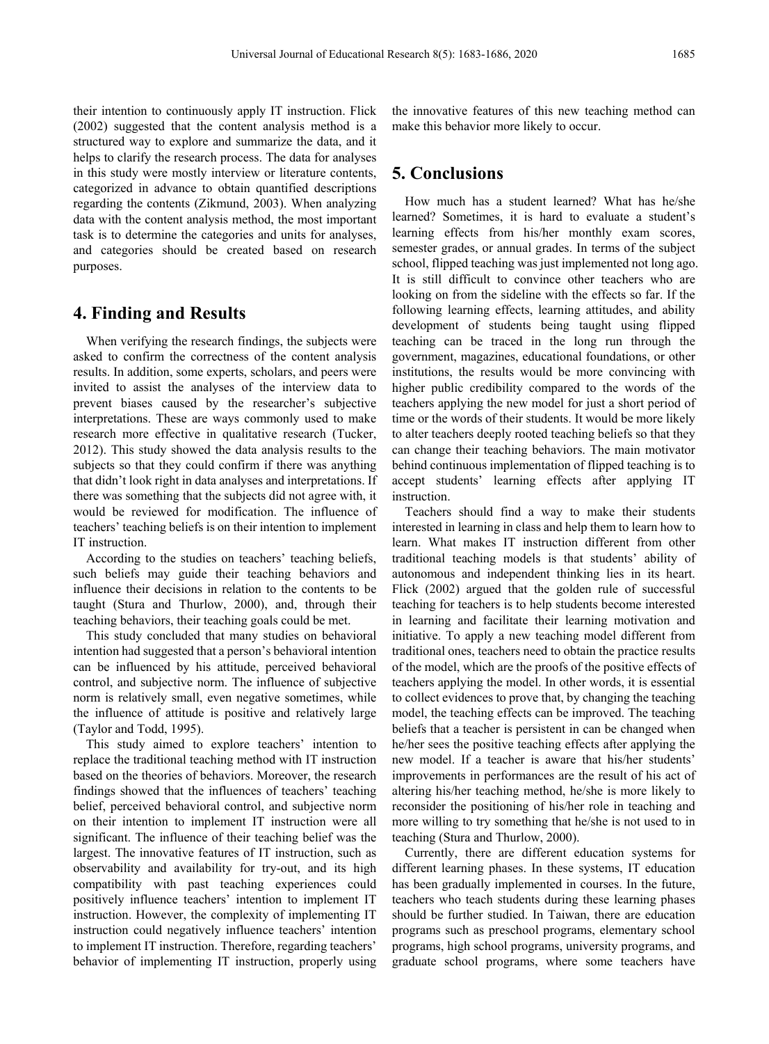their intention to continuously apply IT instruction. Flick (2002) suggested that the content analysis method is a structured way to explore and summarize the data, and it helps to clarify the research process. The data for analyses in this study were mostly interview or literature contents, categorized in advance to obtain quantified descriptions regarding the contents (Zikmund, 2003). When analyzing data with the content analysis method, the most important task is to determine the categories and units for analyses, and categories should be created based on research purposes.

## 4. Finding and Results

When verifying the research findings, the subjects were asked to confirm the correctness of the content analysis results. In addition, some experts, scholars, and peers were invited to assist the analyses of the interview data to prevent biases caused by the researcher's subjective interpretations. These are ways commonly used to make research more effective in qualitative research (Tucker, 2012). This study showed the data analysis results to the subjects so that they could confirm if there was anything that didn't look right in data analyses and interpretations. If there was something that the subjects did not agree with, it would be reviewed for modification. The influence of teachers' teaching beliefs is on their intention to implement IT instruction.

According to the studies on teachers' teaching beliefs, such beliefs may guide their teaching behaviors and influence their decisions in relation to the contents to be taught (Stura and Thurlow, 2000), and, through their teaching behaviors, their teaching goals could be met.

This study concluded that many studies on behavioral intention had suggested that a person's behavioral intention can be influenced by his attitude, perceived behavioral control, and subjective norm. The influence of subjective norm is relatively small, even negative sometimes, while the influence of attitude is positive and relatively large (Taylor and Todd, 1995).

This study aimed to explore teachers' intention to replace the traditional teaching method with IT instruction based on the theories of behaviors. Moreover, the research findings showed that the influences of teachers' teaching belief, perceived behavioral control, and subjective norm on their intention to implement IT instruction were all significant. The influence of their teaching belief was the largest. The innovative features of IT instruction, such as observability and availability for try-out, and its high compatibility with past teaching experiences could positively influence teachers' intention to implement IT instruction. However, the complexity of implementing IT instruction could negatively influence teachers' intention to implement IT instruction. Therefore, regarding teachers' behavior of implementing IT instruction, properly using the innovative features of this new teaching method can make this behavior more likely to occur.

## 5. Conclusions

How much has a student learned? What has he/she learned? Sometimes, it is hard to evaluate a student's learning effects from his/her monthly exam scores, semester grades, or annual grades. In terms of the subject school, flipped teaching was just implemented not long ago. It is still difficult to convince other teachers who are looking on from the sideline with the effects so far. If the following learning effects, learning attitudes, and ability development of students being taught using flipped teaching can be traced in the long run through the government, magazines, educational foundations, or other institutions, the results would be more convincing with higher public credibility compared to the words of the teachers applying the new model for just a short period of time or the words of their students. It would be more likely to alter teachers deeply rooted teaching beliefs so that they can change their teaching behaviors. The main motivator behind continuous implementation of flipped teaching is to accept students' learning effects after applying IT instruction.

Teachers should find a way to make their students interested in learning in class and help them to learn how to learn. What makes IT instruction different from other traditional teaching models is that students' ability of autonomous and independent thinking lies in its heart. Flick (2002) argued that the golden rule of successful teaching for teachers is to help students become interested in learning and facilitate their learning motivation and initiative. To apply a new teaching model different from traditional ones, teachers need to obtain the practice results of the model, which are the proofs of the positive effects of teachers applying the model. In other words, it is essential to collect evidences to prove that, by changing the teaching model, the teaching effects can be improved. The teaching beliefs that a teacher is persistent in can be changed when he/her sees the positive teaching effects after applying the new model. If a teacher is aware that his/her students' improvements in performances are the result of his act of altering his/her teaching method, he/she is more likely to reconsider the positioning of his/her role in teaching and more willing to try something that he/she is not used to in teaching (Stura and Thurlow, 2000).

Currently, there are different education systems for different learning phases. In these systems, IT education has been gradually implemented in courses. In the future, teachers who teach students during these learning phases should be further studied. In Taiwan, there are education programs such as preschool programs, elementary school programs, high school programs, university programs, and graduate school programs, where some teachers have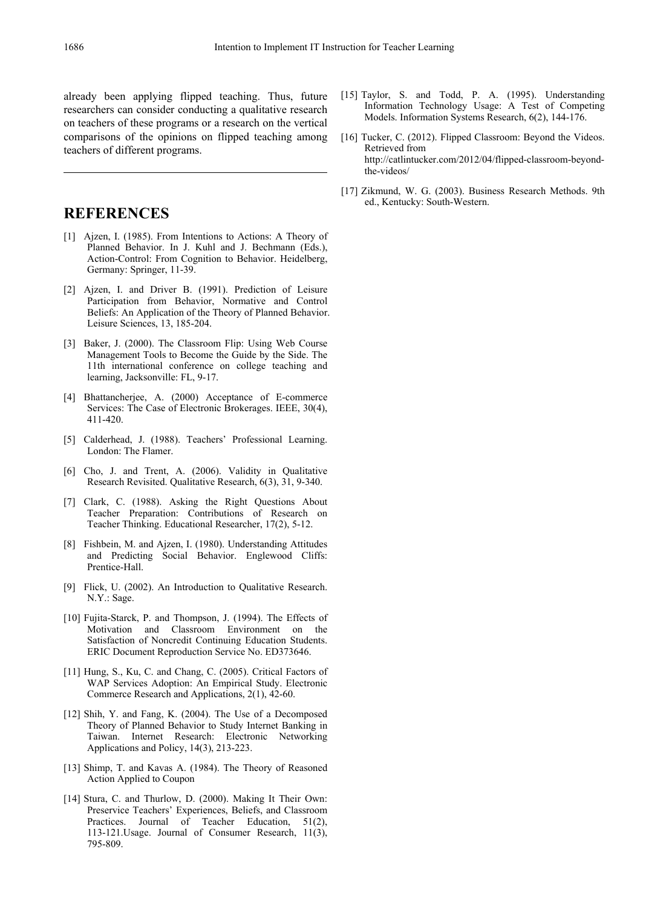already been applying flipped teaching. Thus, future researchers can consider conducting a qualitative research on teachers of these programs or a research on the vertical comparisons of the opinions on flipped teaching among teachers of different programs.

---

## REFERENCES

[1] Ajzen, I. (1985). From Intentions to Actions: A Theory of Planned Behavior. In J. Kuhl and J. Bechmann (Eds.), Action-Control: From Cognition to Behavior. Heidelberg, Germany: Springer, 11-39.

[2] Ajzen, I. and Driver B. (1991). Prediction of Leisure Participation from Behavior, Normative and Control Beliefs: An Application of the Theory of Planned Behavior. Leisure Sciences, 13, 185-204.

[3] Baker, J. (2000). The Classroom Flip: Using Web Course Management Tools to Become the Guide by the Side. The 11th international conference on college teaching and learning, Jacksonville: FL, 9-17.

[4] Bhattancherjee, A. (2000) Acceptance of E-commerce Services: The Case of Electronic Brokerages. IEEE, 30(4), 411-420.

[5] Calderhead, J. (1988). Teachers' Professional Learning. London: The Flamer.

[6] Cho, J. and Trent, A. (2006). Validity in Qualitative Research Revisited. Qualitative Research, 6(3), 31, 9-340.

[7] Clark, C. (1988). Asking the Right Questions About Teacher Preparation: Contributions of Research on Teacher Thinking. Educational Researcher, 17(2), 5-12.

[8] Fishbein, M. and Ajzen, I. (1980). Understanding Attitudes and Predicting Social Behavior. Englewood Cliffs: Prentice-Hall.

[9] Flick, U. (2002). An Introduction to Qualitative Research. N.Y.: Sage.

[10] Fujita-Starck, P. and Thompson, J. (1994). The Effects of Motivation and Classroom Environment on the Satisfaction of Noncredit Continuing Education Students. ERIC Document Reproduction Service No. ED373646.

[11] Hung, S., Ku, C. and Chang, C. (2005). Critical Factors of WAP Services Adoption: An Empirical Study. Electronic Commerce Research and Applications, 2(1), 42-60.

[12] Shih, Y. and Fang, K. (2004). The Use of a Decomposed Theory of Planned Behavior to Study Internet Banking in Taiwan. Internet Research: Electronic Networking Applications and Policy, 14(3), 213-223.

[13] Shimp, T. and Kavas A. (1984). The Theory of Reasoned Action Applied to Coupon

[14] Stura, C. and Thurlow, D. (2000). Making It Their Own: Preservice Teachers' Experiences, Beliefs, and Classroom Practices. Journal of Teacher Education, 51(2), 113-121.Usage. Journal of Consumer Research, 11(3), 795-809.

[15] Taylor, S. and Todd, P. A. (1995). Understanding Information Technology Usage: A Test of Competing Models. Information Systems Research, 6(2), 144-176.

[16] Tucker, C. (2012). Flipped Classroom: Beyond the Videos. Retrieved from http://catlintucker.com/2012/04/flipped-classroom-beyond-the-videos/

[17] Zikmund, W. G. (2003). Business Research Methods. 9th ed., Kentucky: South-Western.